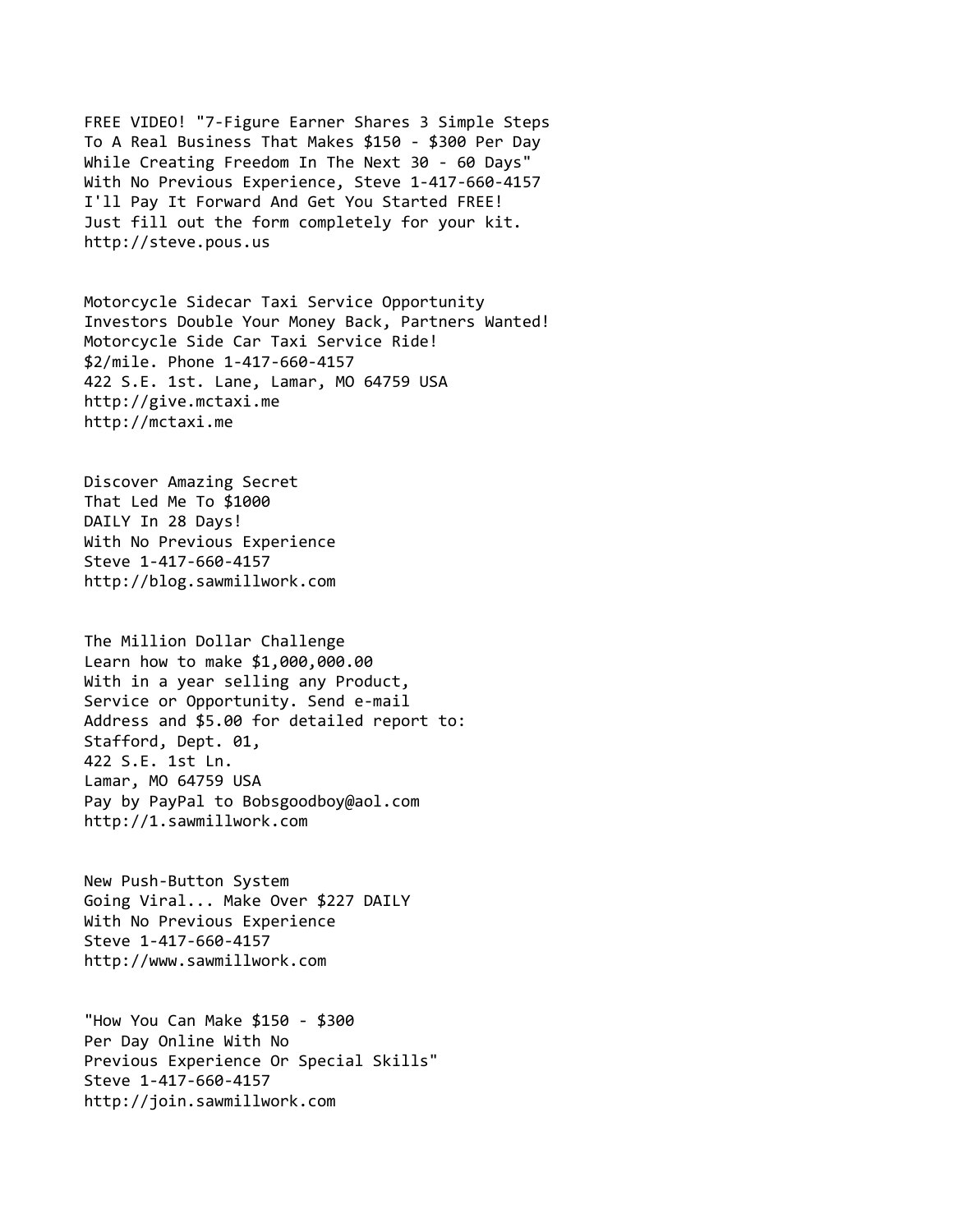FREE VIDEO! "7-Figure Earner Shares 3 Simple Steps
To A Real Business That Makes $150 - $300 Per Day
While Creating Freedom In The Next 30 - 60 Days"
With No Previous Experience, Steve 1-417-660-4157
I'll Pay It Forward And Get You Started FREE!
Just fill out the form completely for your kit.
http://steve.pous.us

Motorcycle Sidecar Taxi Service Opportunity
Investors Double Your Money Back, Partners Wanted!
Motorcycle Side Car Taxi Service Ride!
$2/mile. Phone 1-417-660-4157
422 S.E. 1st. Lane, Lamar, MO 64759 USA
http://give.mctaxi.me
http://mctaxi.me

Discover Amazing Secret
That Led Me To $1000
DAILY In 28 Days!
With No Previous Experience
Steve 1-417-660-4157
http://blog.sawmillwork.com

The Million Dollar Challenge
Learn how to make $1,000,000.00
With in a year selling any Product,
Service or Opportunity. Send e-mail
Address and $5.00 for detailed report to:
Stafford, Dept. 01,
422 S.E. 1st Ln.
Lamar, MO 64759 USA
Pay by PayPal to Bobsgoodboy@aol.com
http://1.sawmillwork.com

New Push-Button System
Going Viral... Make Over $227 DAILY
With No Previous Experience
Steve 1-417-660-4157
http://www.sawmillwork.com

"How You Can Make $150 - $300
Per Day Online With No
Previous Experience Or Special Skills"
Steve 1-417-660-4157
http://join.sawmillwork.com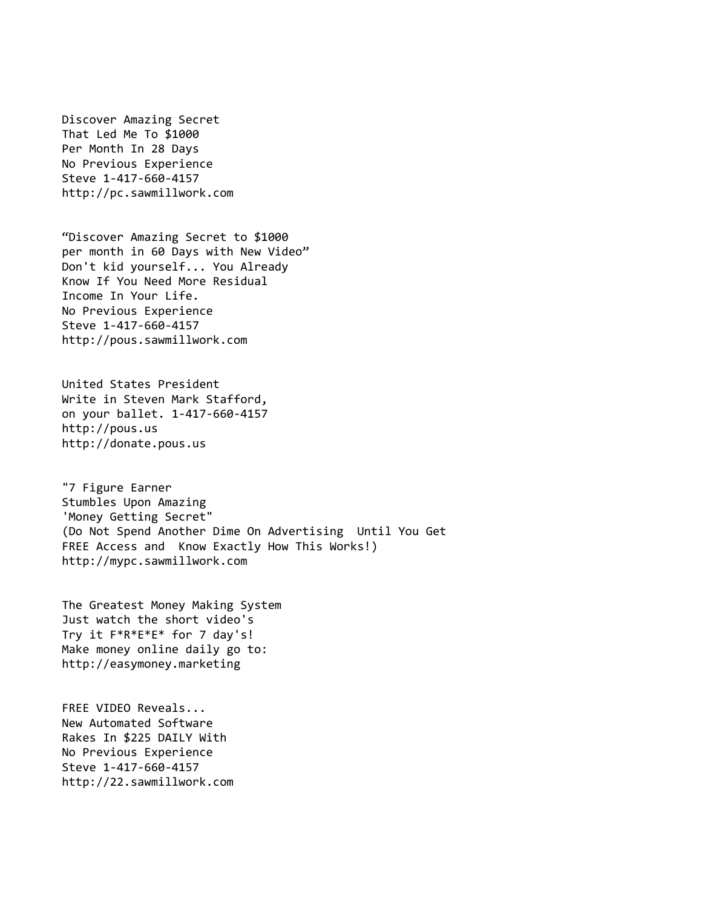Discover Amazing Secret
That Led Me To $1000
Per Month In 28 Days
No Previous Experience
Steve 1-417-660-4157
http://pc.sawmillwork.com

“Discover Amazing Secret to $1000
per month in 60 Days with New Video”
Don't kid yourself... You Already
Know If You Need More Residual
Income In Your Life.
No Previous Experience
Steve 1-417-660-4157
http://pous.sawmillwork.com

United States President
Write in Steven Mark Stafford,
on your ballet. 1-417-660-4157
http://pous.us
http://donate.pous.us

"7 Figure Earner
Stumbles Upon Amazing
'Money Getting Secret"
(Do Not Spend Another Dime On Advertising  Until You Get
FREE Access and  Know Exactly How This Works!)
http://mypc.sawmillwork.com

The Greatest Money Making System
Just watch the short video's
Try it F*R*E*E* for 7 day's!
Make money online daily go to:
http://easymoney.marketing

FREE VIDEO Reveals...
New Automated Software
Rakes In $225 DAILY With
No Previous Experience
Steve 1-417-660-4157
http://22.sawmillwork.com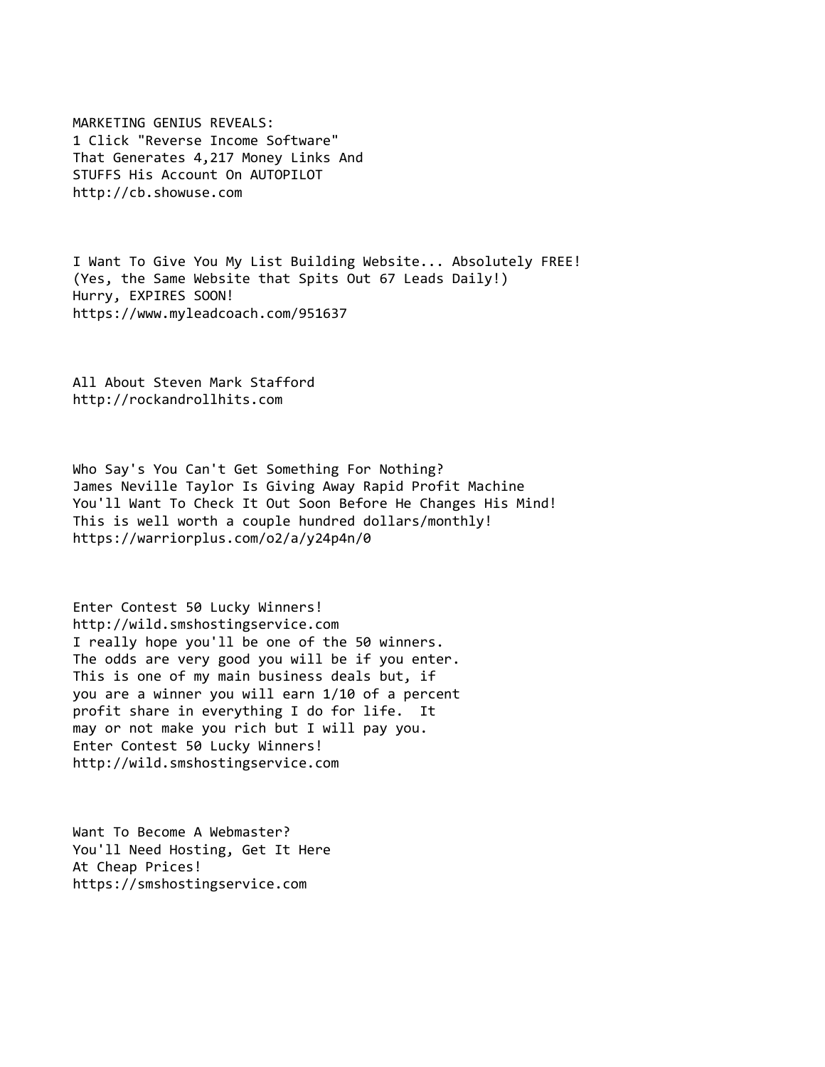MARKETING GENIUS REVEALS:
1 Click "Reverse Income Software"
That Generates 4,217 Money Links And
STUFFS His Account On AUTOPILOT
http://cb.showuse.com

I Want To Give You My List Building Website... Absolutely FREE!
(Yes, the Same Website that Spits Out 67 Leads Daily!)
Hurry, EXPIRES SOON!
https://www.myleadcoach.com/951637

All About Steven Mark Stafford
http://rockandrollhits.com

Who Say's You Can't Get Something For Nothing?
James Neville Taylor Is Giving Away Rapid Profit Machine
You'll Want To Check It Out Soon Before He Changes His Mind!
This is well worth a couple hundred dollars/monthly!
https://warriorplus.com/o2/a/y24p4n/0

Enter Contest 50 Lucky Winners!
http://wild.smshostingservice.com
I really hope you'll be one of the 50 winners.
The odds are very good you will be if you enter.
This is one of my main business deals but, if
you are a winner you will earn 1/10 of a percent
profit share in everything I do for life. It
may or not make you rich but I will pay you.
Enter Contest 50 Lucky Winners!
http://wild.smshostingservice.com

Want To Become A Webmaster?
You'll Need Hosting, Get It Here
At Cheap Prices!
https://smshostingservice.com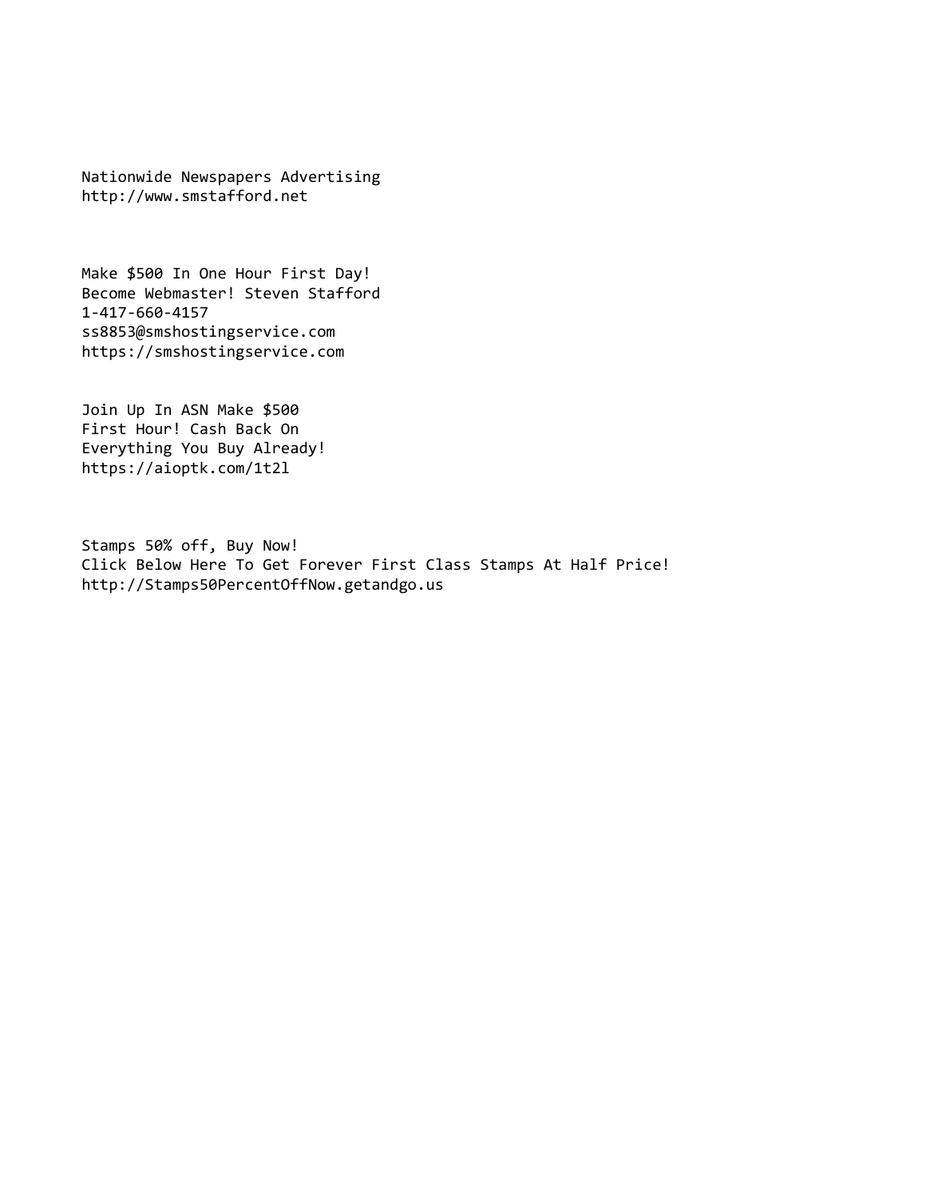Nationwide Newspapers Advertising
http://www.smstafford.net

Make $500 In One Hour First Day!
Become Webmaster! Steven Stafford
1-417-660-4157
ss8853@smshostingservice.com
https://smshostingservice.com

Join Up In ASN Make $500
First Hour! Cash Back On
Everything You Buy Already!
https://aioptk.com/1t2l

Stamps 50% off, Buy Now!
Click Below Here To Get Forever First Class Stamps At Half Price!
http://Stamps50PercentOffNow.getandgo.us